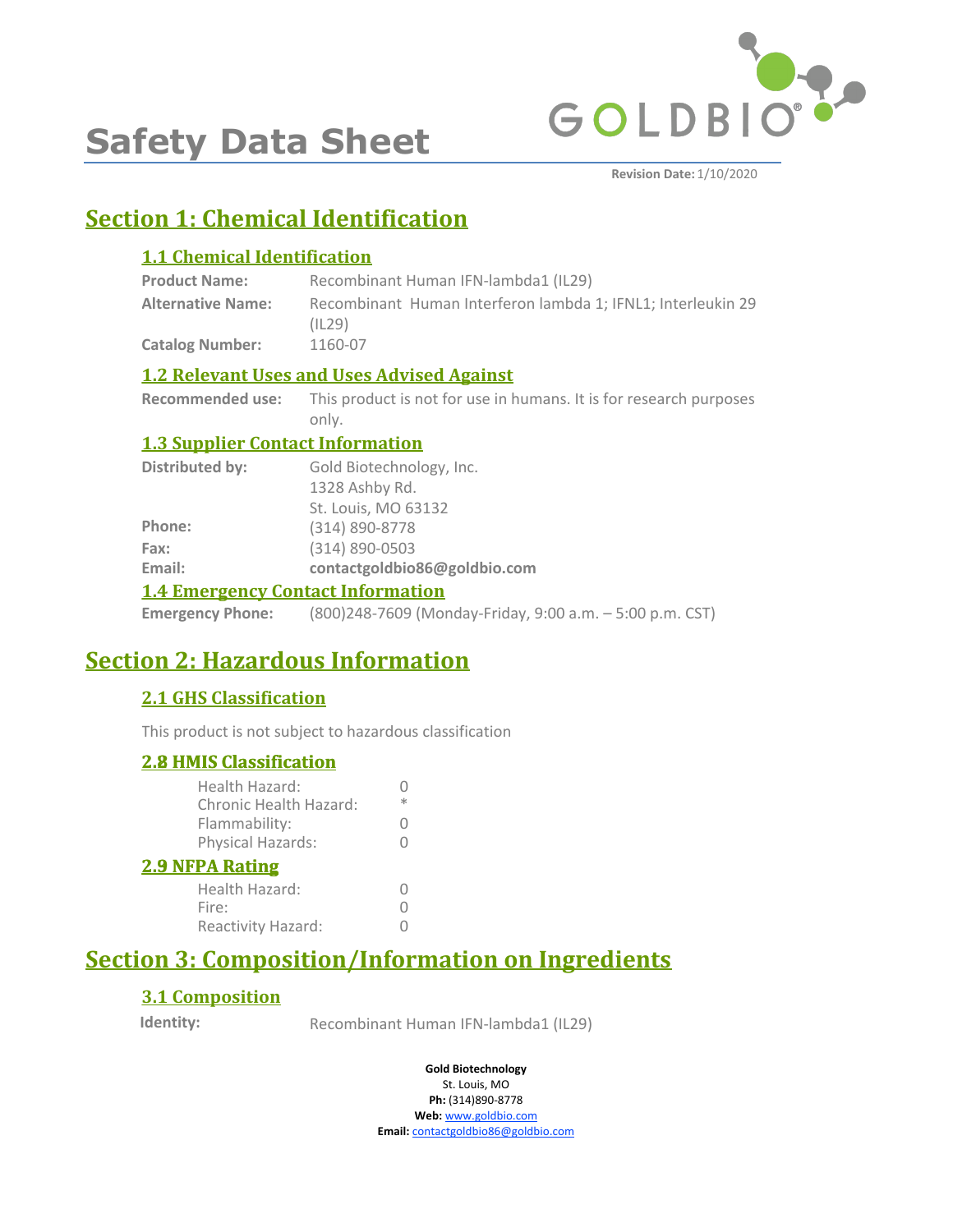# Safety Data Sheet

**Revision Date:** 1/10/2020

## Section 1: Chemical Identification

### 1.1 Chemical Identification

**Product Name:** Recombinant Human IFN-lambda1 (IL29)

**Alternative Name:** Recombinant Human Interferon lambda 1; IFNL1; Interleukin 29 (IL29)

**Catalog Number:** 1160-07

### 1.2 Relevant Uses and Uses Advised Against

**Recommended use:** This product is not for use in humans. It is for research purposes only.

### 1.3 Supplier Contact Information

**Distributed by:** Gold Biotechnology, Inc.
1328 Ashby Rd.
St. Louis, MO 63132

**Phone:** (314) 890-8778

**Fax:** (314) 890-0503

**Email:** **contactgoldbio86@goldbio.com**

### 1.4 Emergency Contact Information

**Emergency Phone:** (800)248-7609 (Monday-Friday, 9:00 a.m. – 5:00 p.m. CST)

## Section 2: Hazardous Information

### 2.1 GHS Classification

This product is not subject to hazardous classification

### 2.8 HMIS Classification

| | |
|---|---|
| Health Hazard: | 0 |
| Chronic Health Hazard: | * |
| Flammability: | 0 |
| Physical Hazards: | 0 |

### 2.9 NFPA Rating

| | |
|---|---|
| Health Hazard: | 0 |
| Fire: | 0 |
| Reactivity Hazard: | 0 |

## Section 3: Composition/Information on Ingredients

### 3.1 Composition

**Identity:** Recombinant Human IFN-lambda1 (IL29)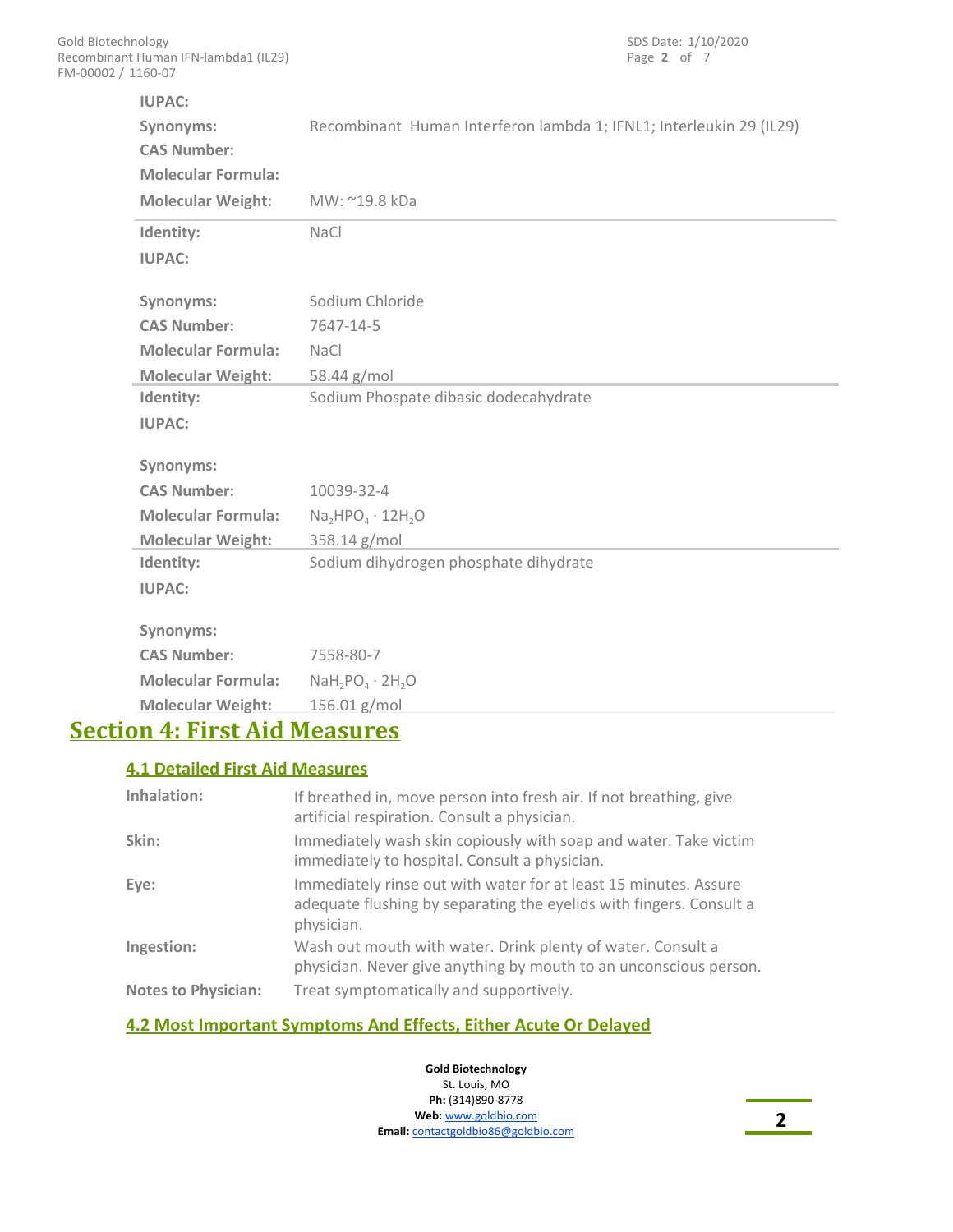| | |
|---|---|
| **IUPAC:** | |
| **Synonyms:** | Recombinant Human Interferon lambda 1; IFNL1; Interleukin 29 (IL29) |
| **CAS Number:** | |
| **Molecular Formula:** | |
| **Molecular Weight:** | MW: ~19.8 kDa |

| | |
|---|---|
| **Identity:** | NaCl |
| **IUPAC:** | |
| **Synonyms:** | Sodium Chloride |
| **CAS Number:** | 7647-14-5 |
| **Molecular Formula:** | NaCl |
| **Molecular Weight:** | 58.44 g/mol |

| | |
|---|---|
| **Identity:** | Sodium Phospate dibasic dodecahydrate |
| **IUPAC:** | |
| **Synonyms:** | |
| **CAS Number:** | 10039-32-4 |
| **Molecular Formula:** | $Na_2HPO_4 \cdot 12H_2O$ |
| **Molecular Weight:** | 358.14 g/mol |

| | |
|---|---|
| **Identity:** | Sodium dihydrogen phosphate dihydrate |
| **IUPAC:** | |
| **Synonyms:** | |
| **CAS Number:** | 7558-80-7 |
| **Molecular Formula:** | $NaH_2PO_4 \cdot 2H_2O$ |
| **Molecular Weight:** | 156.01 g/mol |

# Section 4: First Aid Measures

## 4.1 Detailed First Aid Measures

**Inhalation:** If breathed in, move person into fresh air. If not breathing, give artificial respiration. Consult a physician.

**Skin:** Immediately wash skin copiously with soap and water. Take victim immediately to hospital. Consult a physician.

**Eye:** Immediately rinse out with water for at least 15 minutes. Assure adequate flushing by separating the eyelids with fingers. Consult a physician.

**Ingestion:** Wash out mouth with water. Drink plenty of water. Consult a physician. Never give anything by mouth to an unconscious person.

**Notes to Physician:** Treat symptomatically and supportively.

## 4.2 Most Important Symptoms And Effects, Either Acute Or Delayed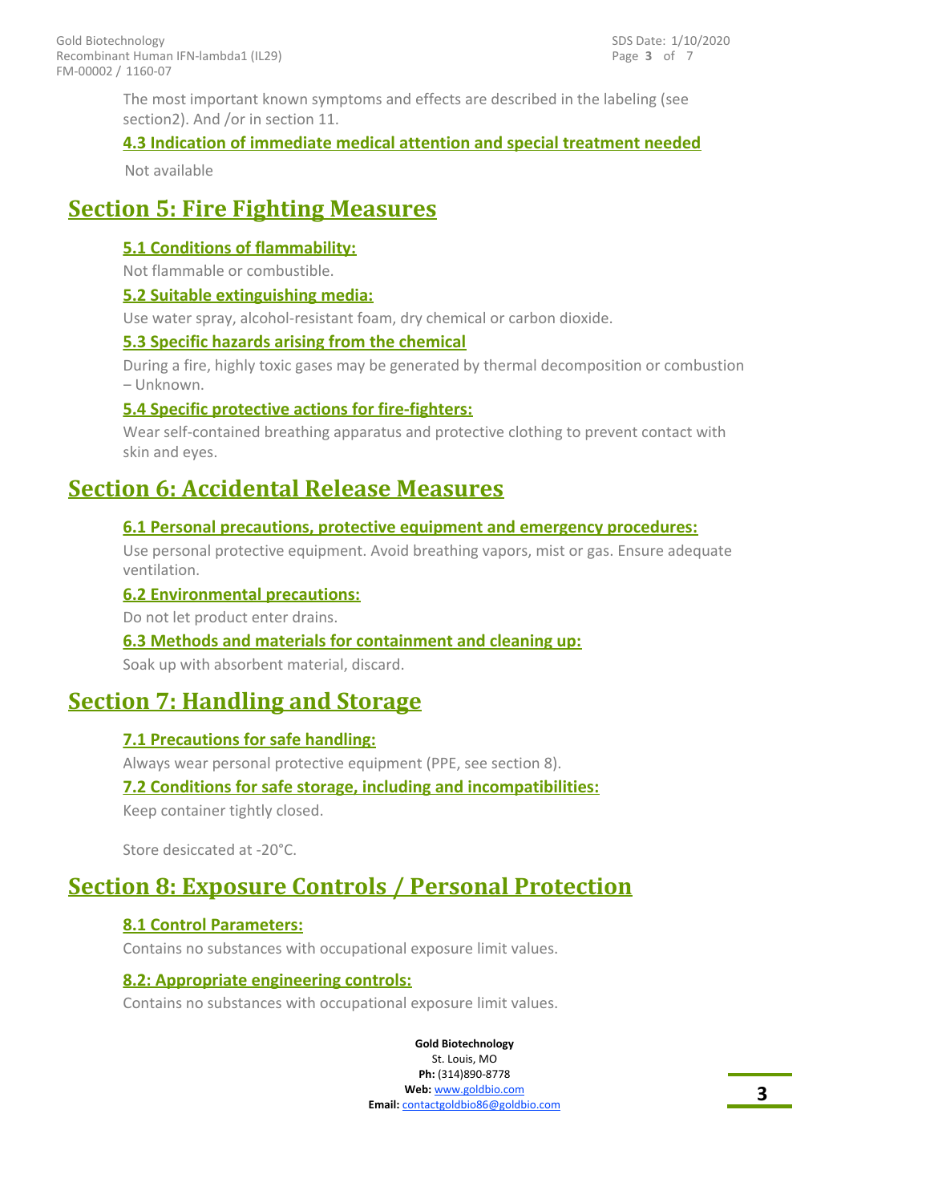The most important known symptoms and effects are described in the labeling (see section2). And /or in section 11.

### 4.3 Indication of immediate medical attention and special treatment needed

Not available

## Section 5: Fire Fighting Measures

### 5.1 Conditions of flammability:

Not flammable or combustible.

### 5.2 Suitable extinguishing media:

Use water spray, alcohol-resistant foam, dry chemical or carbon dioxide.

### 5.3 Specific hazards arising from the chemical

During a fire, highly toxic gases may be generated by thermal decomposition or combustion – Unknown.

### 5.4 Specific protective actions for fire-fighters:

Wear self-contained breathing apparatus and protective clothing to prevent contact with skin and eyes.

## Section 6: Accidental Release Measures

### 6.1 Personal precautions, protective equipment and emergency procedures:

Use personal protective equipment. Avoid breathing vapors, mist or gas. Ensure adequate ventilation.

### 6.2 Environmental precautions:

Do not let product enter drains.

### 6.3 Methods and materials for containment and cleaning up:

Soak up with absorbent material, discard.

## Section 7: Handling and Storage

### 7.1 Precautions for safe handling:

Always wear personal protective equipment (PPE, see section 8).

### 7.2 Conditions for safe storage, including and incompatibilities:

Keep container tightly closed.

Store desiccated at -20°C.

## Section 8: Exposure Controls / Personal Protection

### 8.1 Control Parameters:

Contains no substances with occupational exposure limit values.

### 8.2: Appropriate engineering controls:

Contains no substances with occupational exposure limit values.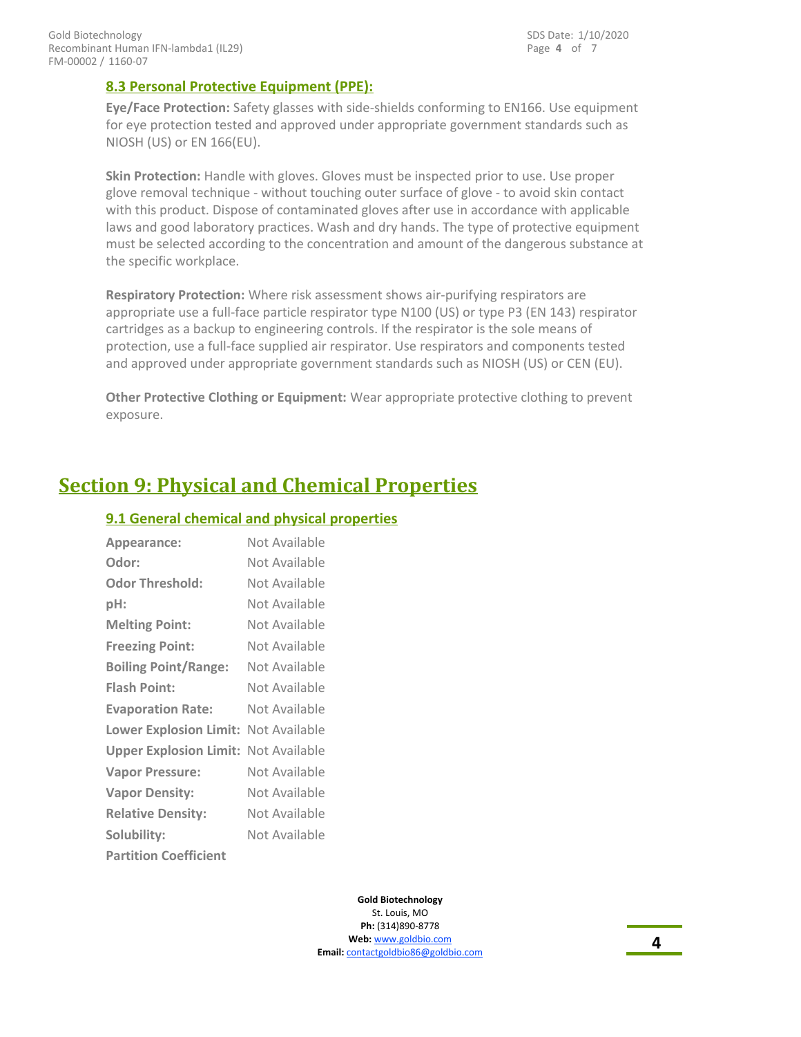### 8.3 Personal Protective Equipment (PPE):

**Eye/Face Protection:** Safety glasses with side-shields conforming to EN166. Use equipment for eye protection tested and approved under appropriate government standards such as NIOSH (US) or EN 166(EU).

**Skin Protection:** Handle with gloves. Gloves must be inspected prior to use. Use proper glove removal technique - without touching outer surface of glove - to avoid skin contact with this product. Dispose of contaminated gloves after use in accordance with applicable laws and good laboratory practices. Wash and dry hands. The type of protective equipment must be selected according to the concentration and amount of the dangerous substance at the specific workplace.

**Respiratory Protection:** Where risk assessment shows air-purifying respirators are appropriate use a full-face particle respirator type N100 (US) or type P3 (EN 143) respirator cartridges as a backup to engineering controls. If the respirator is the sole means of protection, use a full-face supplied air respirator. Use respirators and components tested and approved under appropriate government standards such as NIOSH (US) or CEN (EU).

**Other Protective Clothing or Equipment:** Wear appropriate protective clothing to prevent exposure.

## Section 9: Physical and Chemical Properties

### 9.1 General chemical and physical properties

**Appearance:** Not Available
**Odor:** Not Available
**Odor Threshold:** Not Available
**pH:** Not Available
**Melting Point:** Not Available
**Freezing Point:** Not Available
**Boiling Point/Range:** Not Available
**Flash Point:** Not Available
**Evaporation Rate:** Not Available
**Lower Explosion Limit:** Not Available
**Upper Explosion Limit:** Not Available
**Vapor Pressure:** Not Available
**Vapor Density:** Not Available
**Relative Density:** Not Available
**Solubility:** Not Available
**Partition Coefficient**

Gold Biotechnology
St. Louis, MO
**Ph:** (314)890-8778
**Web:** www.goldbio.com
**Email:** contactgoldbio86@goldbio.com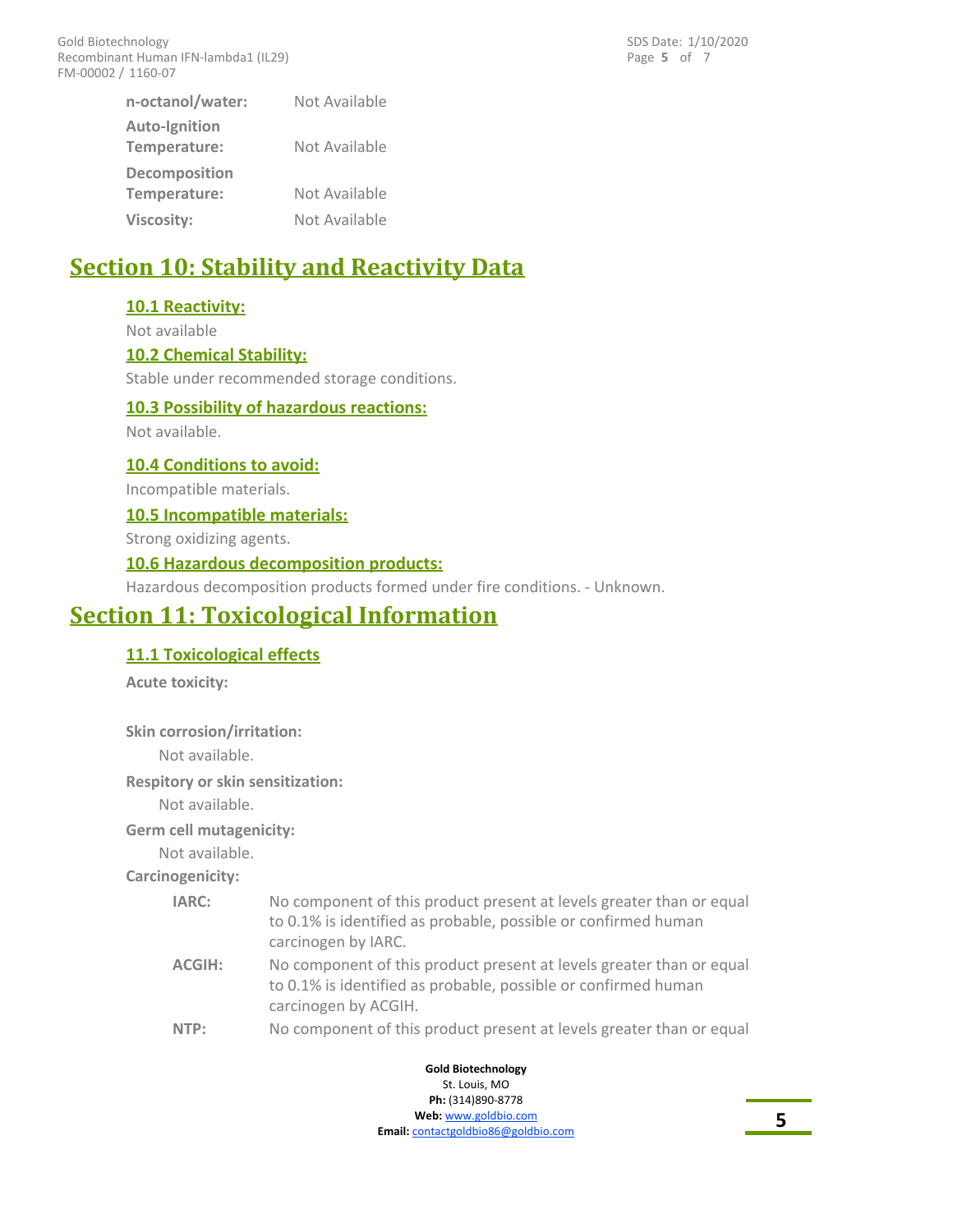| | |
|---|---|
| **n-octanol/water:** | Not Available |
| **Auto-Ignition Temperature:** | Not Available |
| **Decomposition Temperature:** | Not Available |
| **Viscosity:** | Not Available |

# Section 10: Stability and Reactivity Data

### 10.1 Reactivity:

Not available

### 10.2 Chemical Stability:

Stable under recommended storage conditions.

### 10.3 Possibility of hazardous reactions:

Not available.

### 10.4 Conditions to avoid:

Incompatible materials.

### 10.5 Incompatible materials:

Strong oxidizing agents.

### 10.6 Hazardous decomposition products:

Hazardous decomposition products formed under fire conditions. - Unknown.

# Section 11: Toxicological Information

### 11.1 Toxicological effects

**Acute toxicity:**

**Skin corrosion/irritation:**

Not available.

**Respitory or skin sensitization:**

Not available.

**Germ cell mutagenicity:**

Not available.

**Carcinogenicity:**

| | |
|---|---|
| **IARC:** | No component of this product present at levels greater than or equal to 0.1% is identified as probable, possible or confirmed human carcinogen by IARC. |
| **ACGIH:** | No component of this product present at levels greater than or equal to 0.1% is identified as probable, possible or confirmed human carcinogen by ACGIH. |
| **NTP:** | No component of this product present at levels greater than or equal |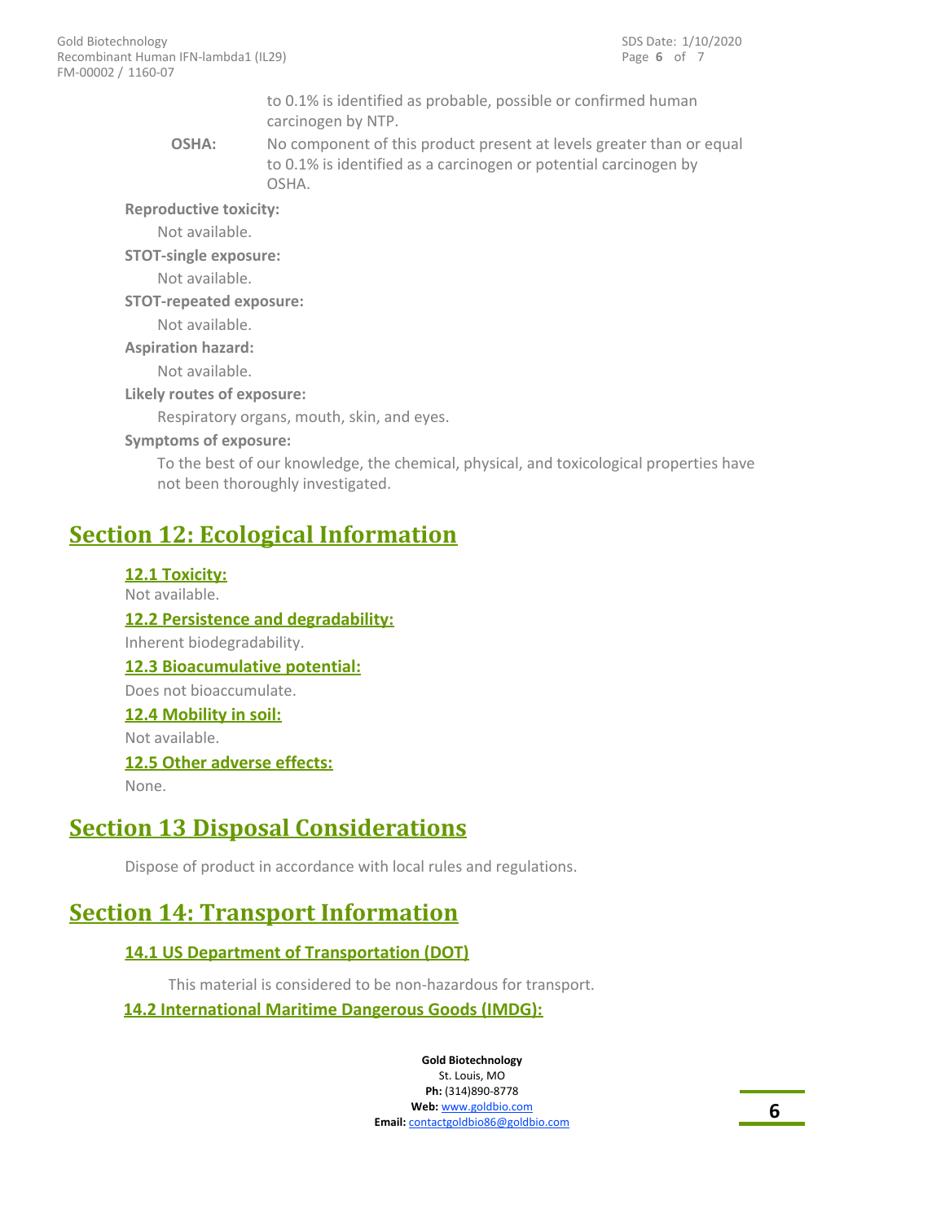to 0.1% is identified as probable, possible or confirmed human carcinogen by NTP.

**OSHA:** No component of this product present at levels greater than or equal to 0.1% is identified as a carcinogen or potential carcinogen by OSHA.

**Reproductive toxicity:**

Not available.

**STOT-single exposure:**

Not available.

**STOT-repeated exposure:**

Not available.

**Aspiration hazard:**

Not available.

**Likely routes of exposure:**

Respiratory organs, mouth, skin, and eyes.

**Symptoms of exposure:**

To the best of our knowledge, the chemical, physical, and toxicological properties have not been thoroughly investigated.

# Section 12: Ecological Information

### 12.1 Toxicity:

Not available.

### 12.2 Persistence and degradability:

Inherent biodegradability.

### 12.3 Bioacumulative potential:

Does not bioaccumulate.

### 12.4 Mobility in soil:

Not available.

### 12.5 Other adverse effects:

None.

# Section 13 Disposal Considerations

Dispose of product in accordance with local rules and regulations.

# Section 14: Transport Information

### 14.1 US Department of Transportation (DOT)

This material is considered to be non-hazardous for transport.

### 14.2 International Maritime Dangerous Goods (IMDG):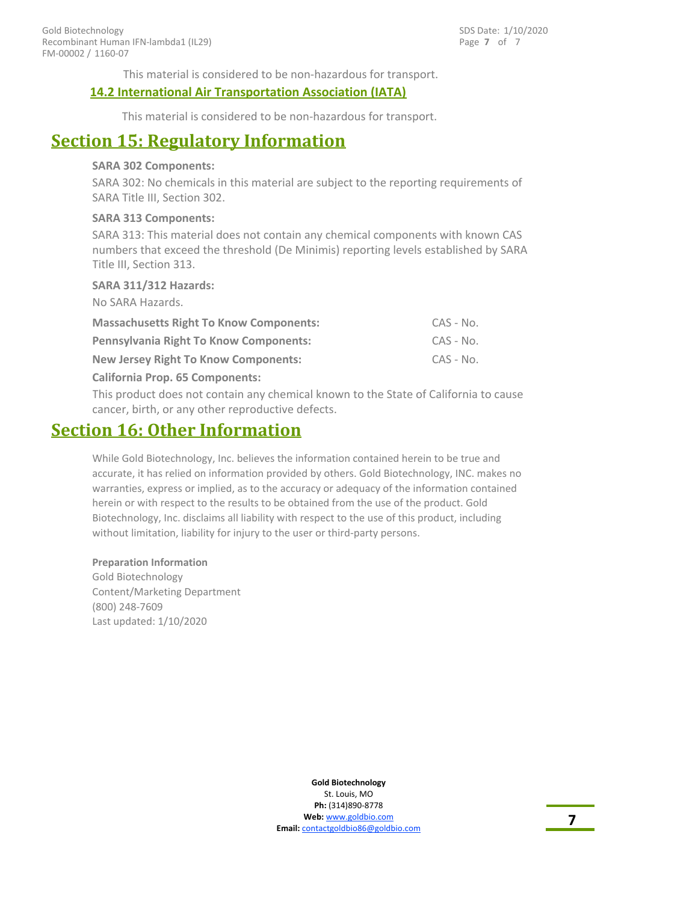This material is considered to be non-hazardous for transport.

### 14.2 International Air Transportation Association (IATA)

This material is considered to be non-hazardous for transport.

## Section 15: Regulatory Information

**SARA 302 Components:**

SARA 302: No chemicals in this material are subject to the reporting requirements of SARA Title III, Section 302.

**SARA 313 Components:**

SARA 313: This material does not contain any chemical components with known CAS numbers that exceed the threshold (De Minimis) reporting levels established by SARA Title III, Section 313.

**SARA 311/312 Hazards:**

No SARA Hazards.

| | |
|---|---|
| **Massachusetts Right To Know Components:** | CAS - No. |
| **Pennsylvania Right To Know Components:** | CAS - No. |
| **New Jersey Right To Know Components:** | CAS - No. |

**California Prop. 65 Components:**

This product does not contain any chemical known to the State of California to cause cancer, birth, or any other reproductive defects.

## Section 16: Other Information

While Gold Biotechnology, Inc. believes the information contained herein to be true and accurate, it has relied on information provided by others. Gold Biotechnology, INC. makes no warranties, express or implied, as to the accuracy or adequacy of the information contained herein or with respect to the results to be obtained from the use of the product. Gold Biotechnology, Inc. disclaims all liability with respect to the use of this product, including without limitation, liability for injury to the user or third-party persons.

**Preparation Information**
Gold Biotechnology
Content/Marketing Department
(800) 248-7609
Last updated: 1/10/2020